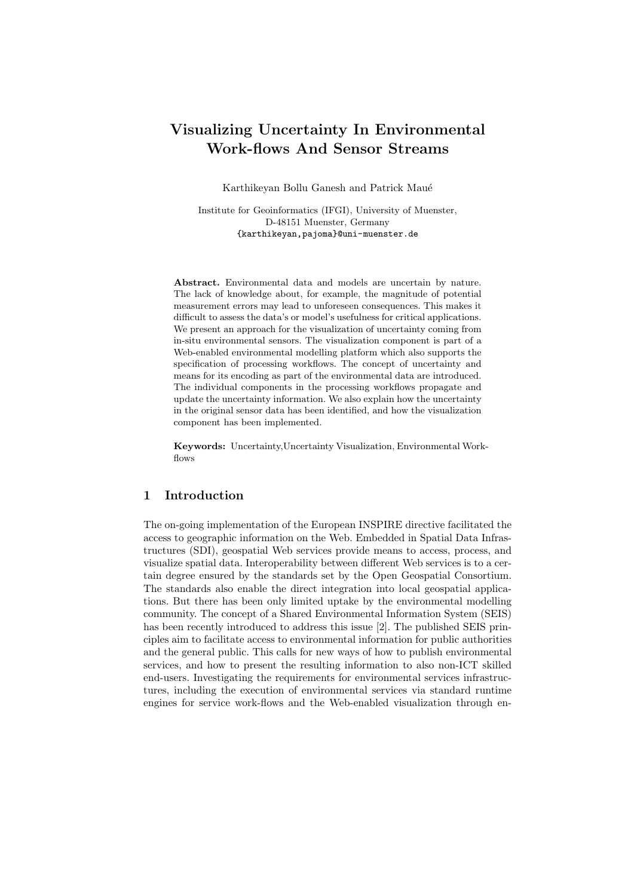# Visualizing Uncertainty In Environmental Work-flows And Sensor Streams

Karthikeyan Bollu Ganesh and Patrick Maué

Institute for Geoinformatics (IFGI), University of Muenster,
D-48151 Muenster, Germany
{karthikeyan,pajoma}@uni-muenster.de

**Abstract.** Environmental data and models are uncertain by nature. The lack of knowledge about, for example, the magnitude of potential measurement errors may lead to unforeseen consequences. This makes it difficult to assess the data's or model's usefulness for critical applications. We present an approach for the visualization of uncertainty coming from in-situ environmental sensors. The visualization component is part of a Web-enabled environmental modelling platform which also supports the specification of processing workflows. The concept of uncertainty and means for its encoding as part of the environmental data are introduced. The individual components in the processing workflows propagate and update the uncertainty information. We also explain how the uncertainty in the original sensor data has been identified, and how the visualization component has been implemented.

**Keywords:** Uncertainty,Uncertainty Visualization, Environmental Work-flows

## 1 Introduction

The on-going implementation of the European INSPIRE directive facilitated the access to geographic information on the Web. Embedded in Spatial Data Infrastructures (SDI), geospatial Web services provide means to access, process, and visualize spatial data. Interoperability between different Web services is to a certain degree ensured by the standards set by the Open Geospatial Consortium. The standards also enable the direct integration into local geospatial applications. But there has been only limited uptake by the environmental modelling community. The concept of a Shared Environmental Information System (SEIS) has been recently introduced to address this issue [2]. The published SEIS principles aim to facilitate access to environmental information for public authorities and the general public. This calls for new ways of how to publish environmental services, and how to present the resulting information to also non-ICT skilled end-users. Investigating the requirements for environmental services infrastructures, including the execution of environmental services via standard runtime engines for service work-flows and the Web-enabled visualization through en-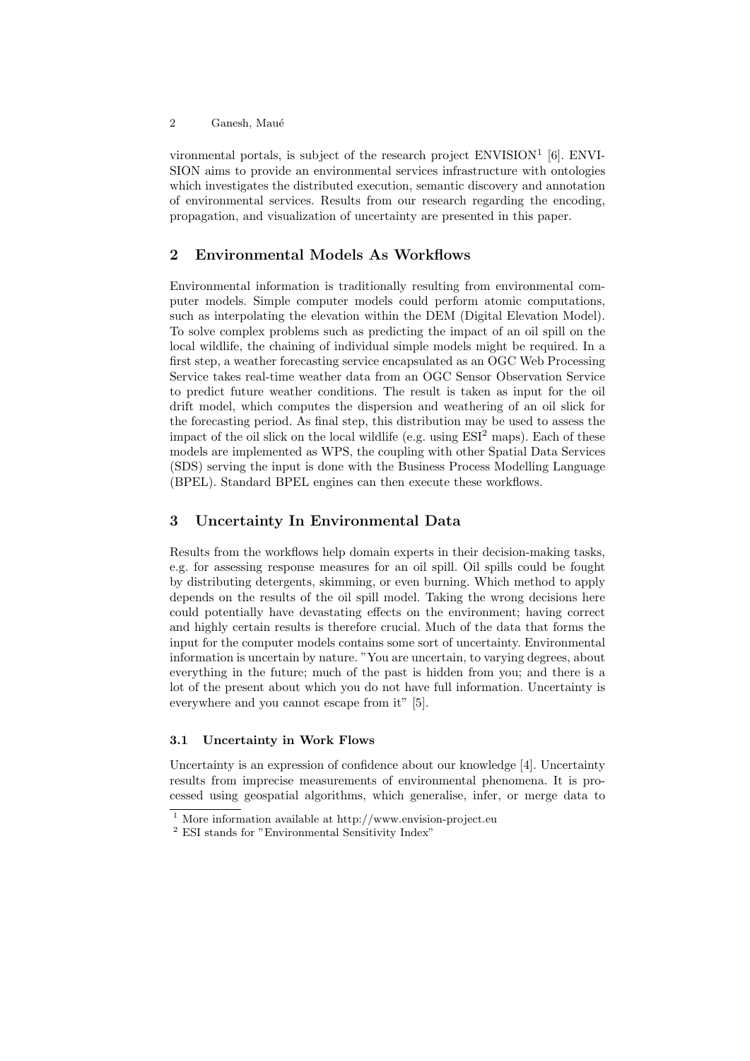vironmental portals, is subject of the research project ENVISION[1] [6]. ENVISION aims to provide an environmental services infrastructure with ontologies which investigates the distributed execution, semantic discovery and annotation of environmental services. Results from our research regarding the encoding, propagation, and visualization of uncertainty are presented in this paper.

## 2 Environmental Models As Workflows

Environmental information is traditionally resulting from environmental computer models. Simple computer models could perform atomic computations, such as interpolating the elevation within the DEM (Digital Elevation Model). To solve complex problems such as predicting the impact of an oil spill on the local wildlife, the chaining of individual simple models might be required. In a first step, a weather forecasting service encapsulated as an OGC Web Processing Service takes real-time weather data from an OGC Sensor Observation Service to predict future weather conditions. The result is taken as input for the oil drift model, which computes the dispersion and weathering of an oil slick for the forecasting period. As final step, this distribution may be used to assess the impact of the oil slick on the local wildlife (e.g. using ESI[2] maps). Each of these models are implemented as WPS, the coupling with other Spatial Data Services (SDS) serving the input is done with the Business Process Modelling Language (BPEL). Standard BPEL engines can then execute these workflows.

## 3 Uncertainty In Environmental Data

Results from the workflows help domain experts in their decision-making tasks, e.g. for assessing response measures for an oil spill. Oil spills could be fought by distributing detergents, skimming, or even burning. Which method to apply depends on the results of the oil spill model. Taking the wrong decisions here could potentially have devastating effects on the environment; having correct and highly certain results is therefore crucial. Much of the data that forms the input for the computer models contains some sort of uncertainty. Environmental information is uncertain by nature. "You are uncertain, to varying degrees, about everything in the future; much of the past is hidden from you; and there is a lot of the present about which you do not have full information. Uncertainty is everywhere and you cannot escape from it" [5].

### 3.1 Uncertainty in Work Flows

Uncertainty is an expression of confidence about our knowledge [4]. Uncertainty results from imprecise measurements of environmental phenomena. It is processed using geospatial algorithms, which generalise, infer, or merge data to

[1] More information available at http://www.envision-project.eu

[2] ESI stands for "Environmental Sensitivity Index"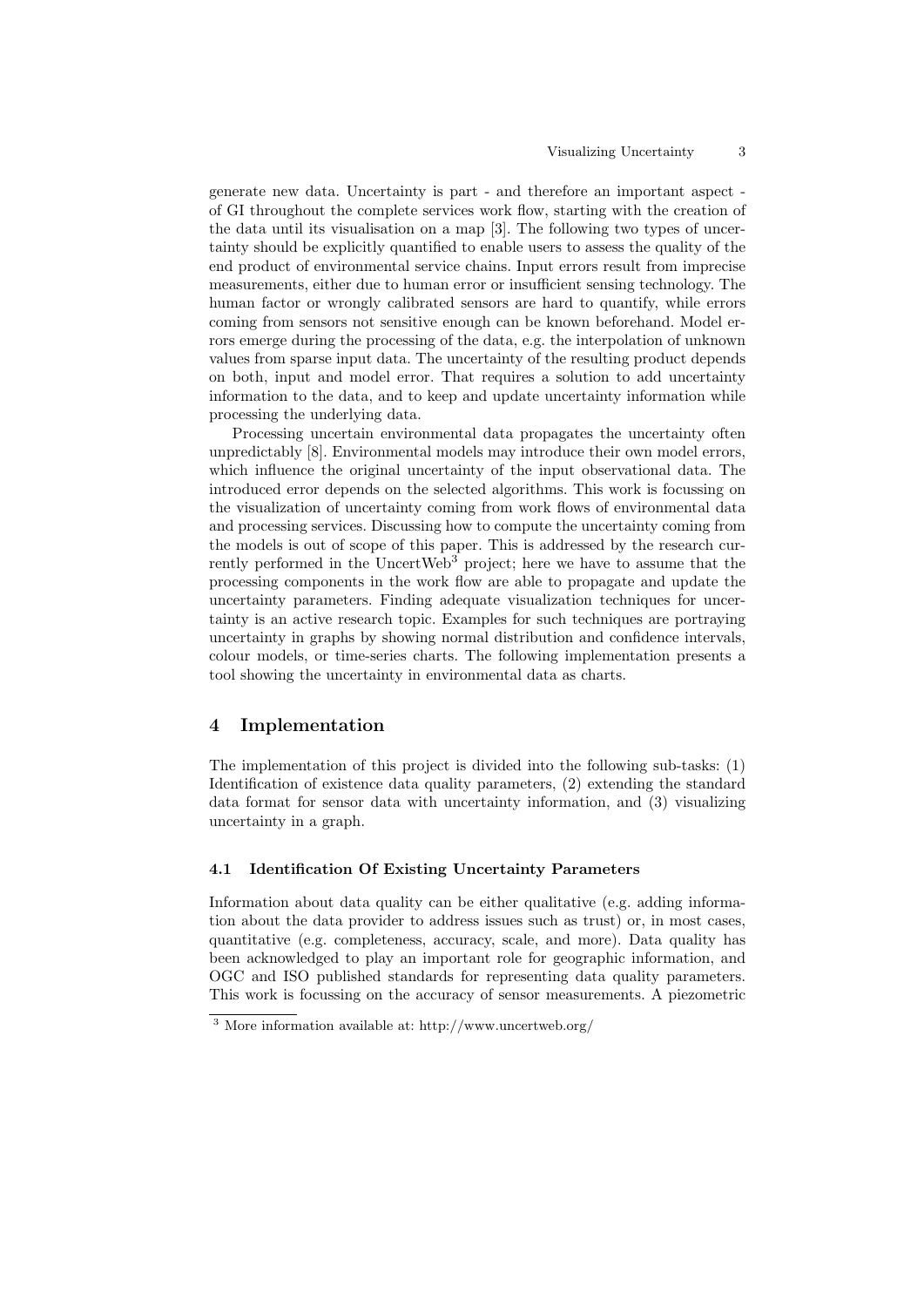generate new data. Uncertainty is part - and therefore an important aspect - of GI throughout the complete services work flow, starting with the creation of the data until its visualisation on a map [3]. The following two types of uncertainty should be explicitly quantified to enable users to assess the quality of the end product of environmental service chains. Input errors result from imprecise measurements, either due to human error or insufficient sensing technology. The human factor or wrongly calibrated sensors are hard to quantify, while errors coming from sensors not sensitive enough can be known beforehand. Model errors emerge during the processing of the data, e.g. the interpolation of unknown values from sparse input data. The uncertainty of the resulting product depends on both, input and model error. That requires a solution to add uncertainty information to the data, and to keep and update uncertainty information while processing the underlying data.

Processing uncertain environmental data propagates the uncertainty often unpredictably [8]. Environmental models may introduce their own model errors, which influence the original uncertainty of the input observational data. The introduced error depends on the selected algorithms. This work is focussing on the visualization of uncertainty coming from work flows of environmental data and processing services. Discussing how to compute the uncertainty coming from the models is out of scope of this paper. This is addressed by the research currently performed in the UncertWeb[3] project; here we have to assume that the processing components in the work flow are able to propagate and update the uncertainty parameters. Finding adequate visualization techniques for uncertainty is an active research topic. Examples for such techniques are portraying uncertainty in graphs by showing normal distribution and confidence intervals, colour models, or time-series charts. The following implementation presents a tool showing the uncertainty in environmental data as charts.

## 4 Implementation

The implementation of this project is divided into the following sub-tasks: (1) Identification of existence data quality parameters, (2) extending the standard data format for sensor data with uncertainty information, and (3) visualizing uncertainty in a graph.

### 4.1 Identification Of Existing Uncertainty Parameters

Information about data quality can be either qualitative (e.g. adding information about the data provider to address issues such as trust) or, in most cases, quantitative (e.g. completeness, accuracy, scale, and more). Data quality has been acknowledged to play an important role for geographic information, and OGC and ISO published standards for representing data quality parameters. This work is focussing on the accuracy of sensor measurements. A piezometric

[3] More information available at: http://www.uncertweb.org/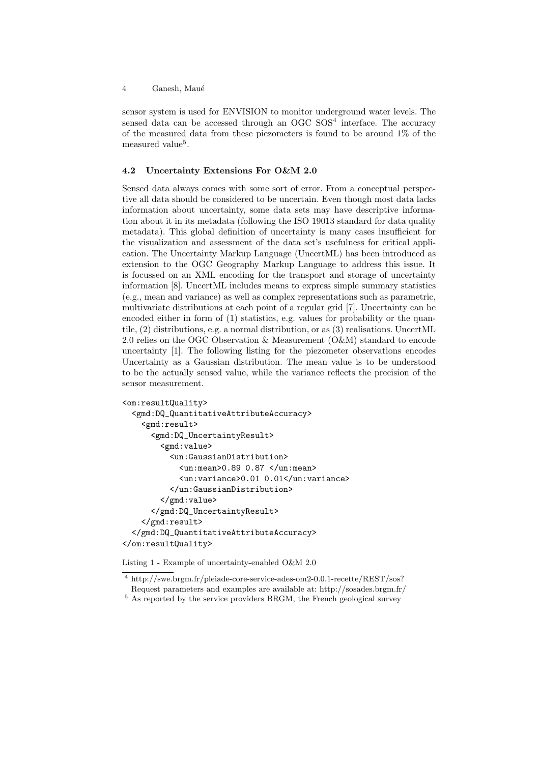sensor system is used for ENVISION to monitor underground water levels. The sensed data can be accessed through an OGC SOS[4] interface. The accuracy of the measured data from these piezometers is found to be around 1% of the measured value[5].

### 4.2 Uncertainty Extensions For O&M 2.0

Sensed data always comes with some sort of error. From a conceptual perspective all data should be considered to be uncertain. Even though most data lacks information about uncertainty, some data sets may have descriptive information about it in its metadata (following the ISO 19013 standard for data quality metadata). This global definition of uncertainty is many cases insufficient for the visualization and assessment of the data set's usefulness for critical application. The Uncertainty Markup Language (UncertML) has been introduced as extension to the OGC Geography Markup Language to address this issue. It is focussed on an XML encoding for the transport and storage of uncertainty information [8]. UncertML includes means to express simple summary statistics (e.g., mean and variance) as well as complex representations such as parametric, multivariate distributions at each point of a regular grid [7]. Uncertainty can be encoded either in form of (1) statistics, e.g. values for probability or the quantile, (2) distributions, e.g. a normal distribution, or as (3) realisations. UncertML 2.0 relies on the OGC Observation & Measurement (O&M) standard to encode uncertainty [1]. The following listing for the piezometer observations encodes Uncertainty as a Gaussian distribution. The mean value is to be understood to be the actually sensed value, while the variance reflects the precision of the sensor measurement.

```
<om:resultQuality>
  <gmd:DQ_QuantitativeAttributeAccuracy>
    <gmd:result>
      <gmd:DQ_UncertaintyResult>
        <gmd:value>
          <un:GaussianDistribution>
            <un:mean>0.89 0.87 </un:mean>
            <un:variance>0.01 0.01</un:variance>
          </un:GaussianDistribution>
        </gmd:value>
      </gmd:DQ_UncertaintyResult>
    </gmd:result>
  </gmd:DQ_QuantitativeAttributeAccuracy>
</om:resultQuality>
```

Listing 1 - Example of uncertainty-enabled O&M 2.0

[4] http://swe.brgm.fr/pleiade-core-service-ades-om2-0.0.1-recette/REST/sos? Request parameters and examples are available at: http://sosades.brgm.fr/

[5] As reported by the service providers BRGM, the French geological survey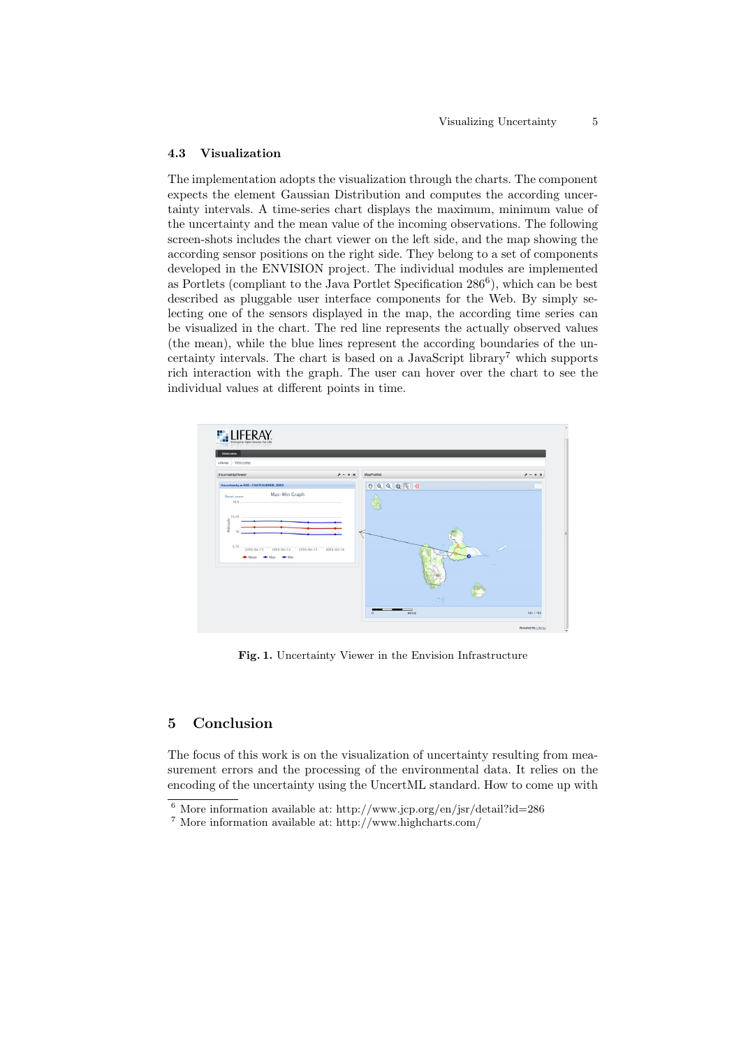### 4.3 Visualization

The implementation adopts the visualization through the charts. The component expects the element Gaussian Distribution and computes the according uncertainty intervals. A time-series chart displays the maximum, minimum value of the uncertainty and the mean value of the incoming observations. The following screen-shots includes the chart viewer on the left side, and the map showing the according sensor positions on the right side. They belong to a set of components developed in the ENVISION project. The individual modules are implemented as Portlets (compliant to the Java Portlet Specification 286[6]), which can be best described as pluggable user interface components for the Web. By simply selecting one of the sensors displayed in the map, the according time series can be visualized in the chart. The red line represents the actually observed values (the mean), while the blue lines represent the according boundaries of the uncertainty intervals. The chart is based on a JavaScript library[7] which supports rich interaction with the graph. The user can hover over the chart to see the individual values at different points in time.

**Fig. 1.** Uncertainty Viewer in the Envision Infrastructure

## 5 Conclusion

The focus of this work is on the visualization of uncertainty resulting from measurement errors and the processing of the environmental data. It relies on the encoding of the uncertainty using the UncertML standard. How to come up with

[6] More information available at: http://www.jcp.org/en/jsr/detail?id=286

[7] More information available at: http://www.highcharts.com/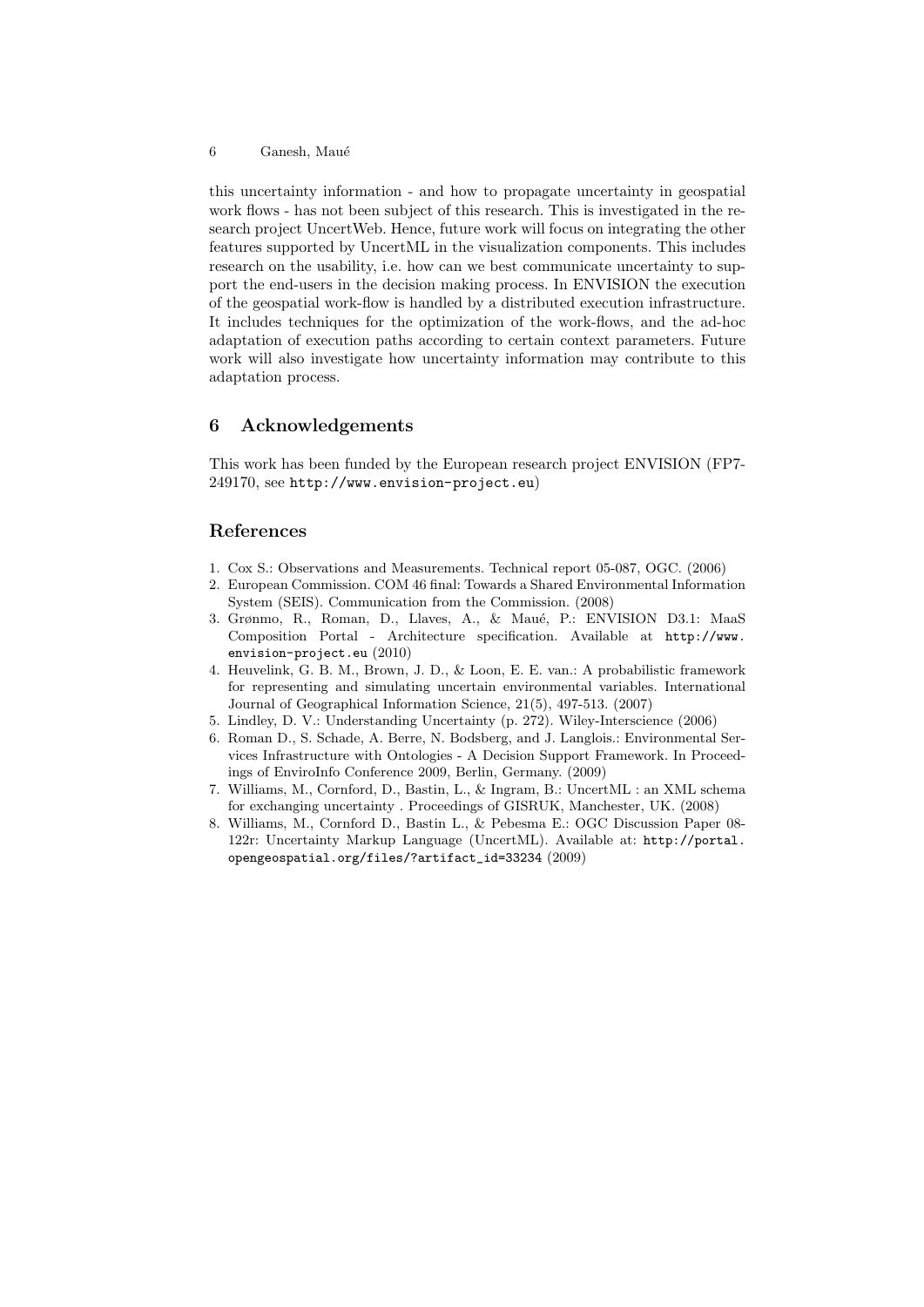this uncertainty information - and how to propagate uncertainty in geospatial work flows - has not been subject of this research. This is investigated in the research project UncertWeb. Hence, future work will focus on integrating the other features supported by UncertML in the visualization components. This includes research on the usability, i.e. how can we best communicate uncertainty to support the end-users in the decision making process. In ENVISION the execution of the geospatial work-flow is handled by a distributed execution infrastructure. It includes techniques for the optimization of the work-flows, and the ad-hoc adaptation of execution paths according to certain context parameters. Future work will also investigate how uncertainty information may contribute to this adaptation process.

## 6 Acknowledgements

This work has been funded by the European research project ENVISION (FP7-249170, see `http://www.envision-project.eu`)

## References

1. Cox S.: Observations and Measurements. Technical report 05-087, OGC. (2006)
2. European Commission. COM 46 final: Towards a Shared Environmental Information System (SEIS). Communication from the Commission. (2008)
3. Grønmo, R., Roman, D., Llaves, A., & Maué, P.: ENVISION D3.1: MaaS Composition Portal - Architecture specification. Available at `http://www.envision-project.eu` (2010)
4. Heuvelink, G. B. M., Brown, J. D., & Loon, E. E. van.: A probabilistic framework for representing and simulating uncertain environmental variables. International Journal of Geographical Information Science, 21(5), 497-513. (2007)
5. Lindley, D. V.: Understanding Uncertainty (p. 272). Wiley-Interscience (2006)
6. Roman D., S. Schade, A. Berre, N. Bodsberg, and J. Langlois.: Environmental Services Infrastructure with Ontologies - A Decision Support Framework. In Proceedings of EnviroInfo Conference 2009, Berlin, Germany. (2009)
7. Williams, M., Cornford, D., Bastin, L., & Ingram, B.: UncertML : an XML schema for exchanging uncertainty . Proceedings of GISRUK, Manchester, UK. (2008)
8. Williams, M., Cornford D., Bastin L., & Pebesma E.: OGC Discussion Paper 08-122r: Uncertainty Markup Language (UncertML). Available at: `http://portal.opengeospatial.org/files/?artifact_id=33234` (2009)